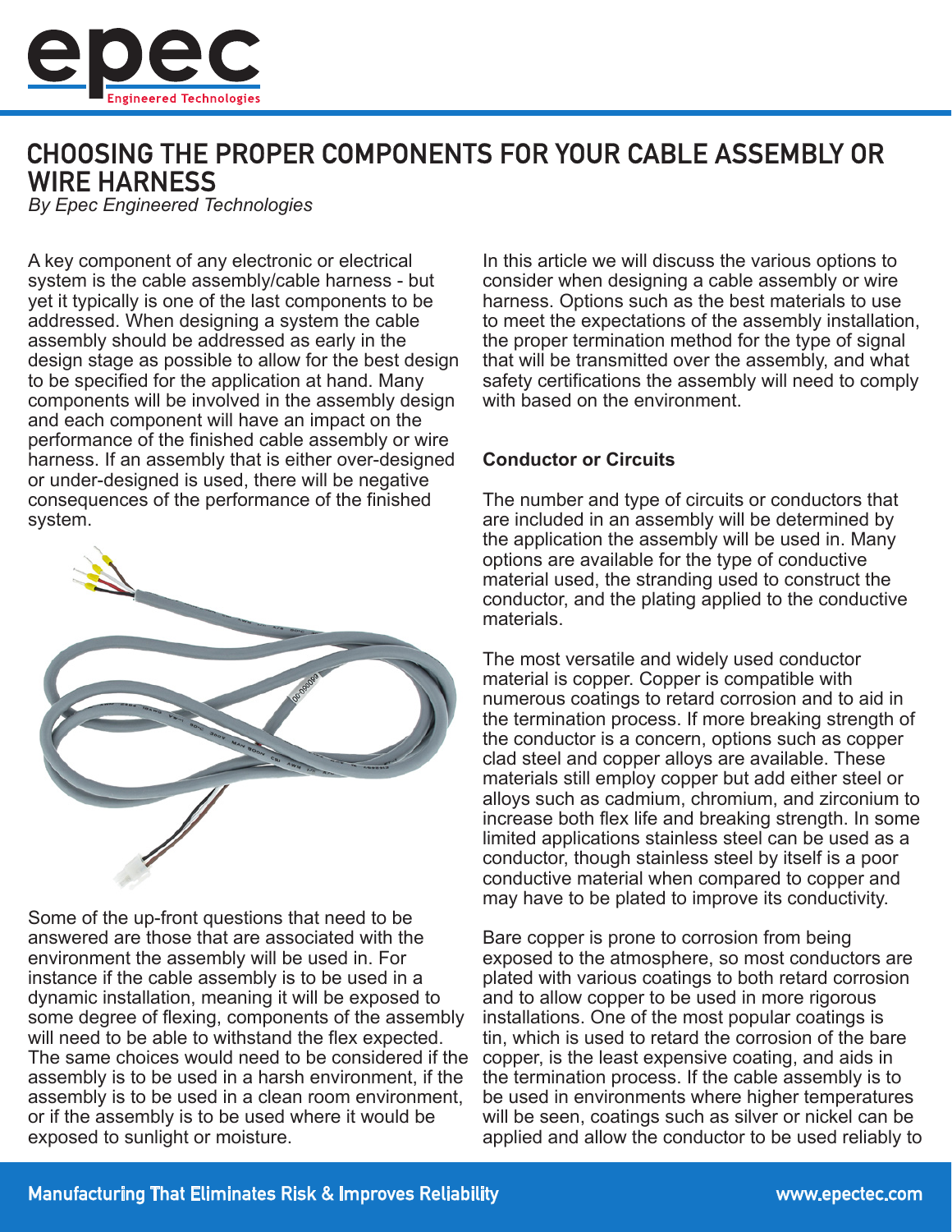# CHOOSING THE PROPER COMPONENTS FOR YOUR CABLE ASSEMBLY OR WIRE HARNESS

*By Epec Engineered Technologies*

A key component of any electronic or electrical system is the cable assembly/cable harness - but yet it typically is one of the last components to be addressed. When designing a system the cable assembly should be addressed as early in the design stage as possible to allow for the best design to be specified for the application at hand. Many components will be involved in the assembly design and each component will have an impact on the performance of the finished cable assembly or wire harness. If an assembly that is either over-designed or under-designed is used, there will be negative consequences of the performance of the finished system.

Some of the up-front questions that need to be answered are those that are associated with the environment the assembly will be used in. For instance if the cable assembly is to be used in a dynamic installation, meaning it will be exposed to some degree of flexing, components of the assembly will need to be able to withstand the flex expected. The same choices would need to be considered if the assembly is to be used in a harsh environment, if the assembly is to be used in a clean room environment, or if the assembly is to be used where it would be exposed to sunlight or moisture.

In this article we will discuss the various options to consider when designing a cable assembly or wire harness. Options such as the best materials to use to meet the expectations of the assembly installation, the proper termination method for the type of signal that will be transmitted over the assembly, and what safety certifications the assembly will need to comply with based on the environment.

**Conductor or Circuits**

The number and type of circuits or conductors that are included in an assembly will be determined by the application the assembly will be used in. Many options are available for the type of conductive material used, the stranding used to construct the conductor, and the plating applied to the conductive materials.

The most versatile and widely used conductor material is copper. Copper is compatible with numerous coatings to retard corrosion and to aid in the termination process. If more breaking strength of the conductor is a concern, options such as copper clad steel and copper alloys are available. These materials still employ copper but add either steel or alloys such as cadmium, chromium, and zirconium to increase both flex life and breaking strength. In some limited applications stainless steel can be used as a conductor, though stainless steel by itself is a poor conductive material when compared to copper and may have to be plated to improve its conductivity.

Bare copper is prone to corrosion from being exposed to the atmosphere, so most conductors are plated with various coatings to both retard corrosion and to allow copper to be used in more rigorous installations. One of the most popular coatings is tin, which is used to retard the corrosion of the bare copper, is the least expensive coating, and aids in the termination process. If the cable assembly is to be used in environments where higher temperatures will be seen, coatings such as silver or nickel can be applied and allow the conductor to be used reliably to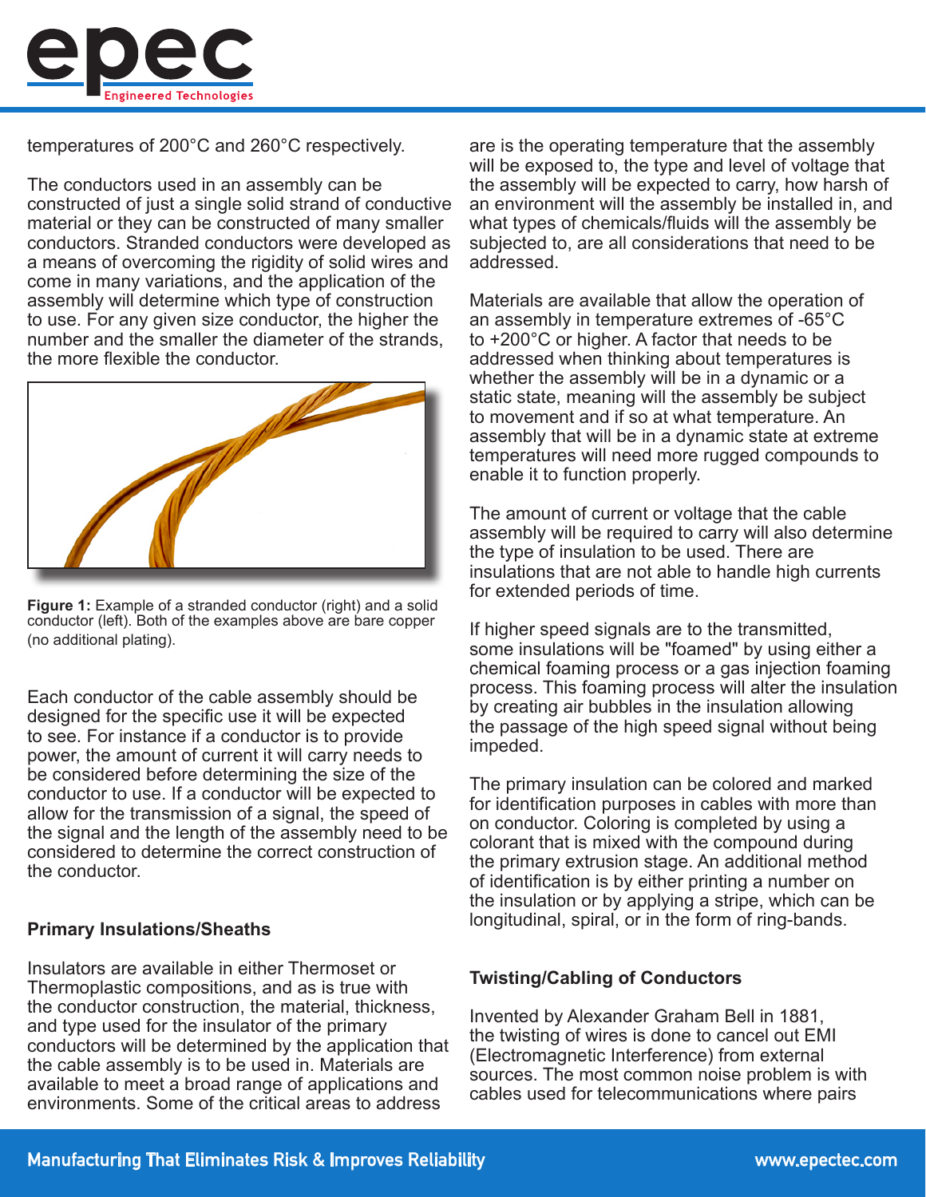temperatures of 200°C and 260°C respectively.

The conductors used in an assembly can be constructed of just a single solid strand of conductive material or they can be constructed of many smaller conductors. Stranded conductors were developed as a means of overcoming the rigidity of solid wires and come in many variations, and the application of the assembly will determine which type of construction to use. For any given size conductor, the higher the number and the smaller the diameter of the strands, the more flexible the conductor.

**Figure 1:** Example of a stranded conductor (right) and a solid conductor (left). Both of the examples above are bare copper (no additional plating).

Each conductor of the cable assembly should be designed for the specific use it will be expected to see. For instance if a conductor is to provide power, the amount of current it will carry needs to be considered before determining the size of the conductor to use. If a conductor will be expected to allow for the transmission of a signal, the speed of the signal and the length of the assembly need to be considered to determine the correct construction of the conductor.

### Primary Insulations/Sheaths

Insulators are available in either Thermoset or Thermoplastic compositions, and as is true with the conductor construction, the material, thickness, and type used for the insulator of the primary conductors will be determined by the application that the cable assembly is to be used in. Materials are available to meet a broad range of applications and environments. Some of the critical areas to address are is the operating temperature that the assembly will be exposed to, the type and level of voltage that the assembly will be expected to carry, how harsh of an environment will the assembly be installed in, and what types of chemicals/fluids will the assembly be subjected to, are all considerations that need to be addressed.

Materials are available that allow the operation of an assembly in temperature extremes of -65°C to +200°C or higher. A factor that needs to be addressed when thinking about temperatures is whether the assembly will be in a dynamic or a static state, meaning will the assembly be subject to movement and if so at what temperature. An assembly that will be in a dynamic state at extreme temperatures will need more rugged compounds to enable it to function properly.

The amount of current or voltage that the cable assembly will be required to carry will also determine the type of insulation to be used. There are insulations that are not able to handle high currents for extended periods of time.

If higher speed signals are to the transmitted, some insulations will be "foamed" by using either a chemical foaming process or a gas injection foaming process. This foaming process will alter the insulation by creating air bubbles in the insulation allowing the passage of the high speed signal without being impeded.

The primary insulation can be colored and marked for identification purposes in cables with more than on conductor. Coloring is completed by using a colorant that is mixed with the compound during the primary extrusion stage. An additional method of identification is by either printing a number on the insulation or by applying a stripe, which can be longitudinal, spiral, or in the form of ring-bands.

### Twisting/Cabling of Conductors

Invented by Alexander Graham Bell in 1881, the twisting of wires is done to cancel out EMI (Electromagnetic Interference) from external sources. The most common noise problem is with cables used for telecommunications where pairs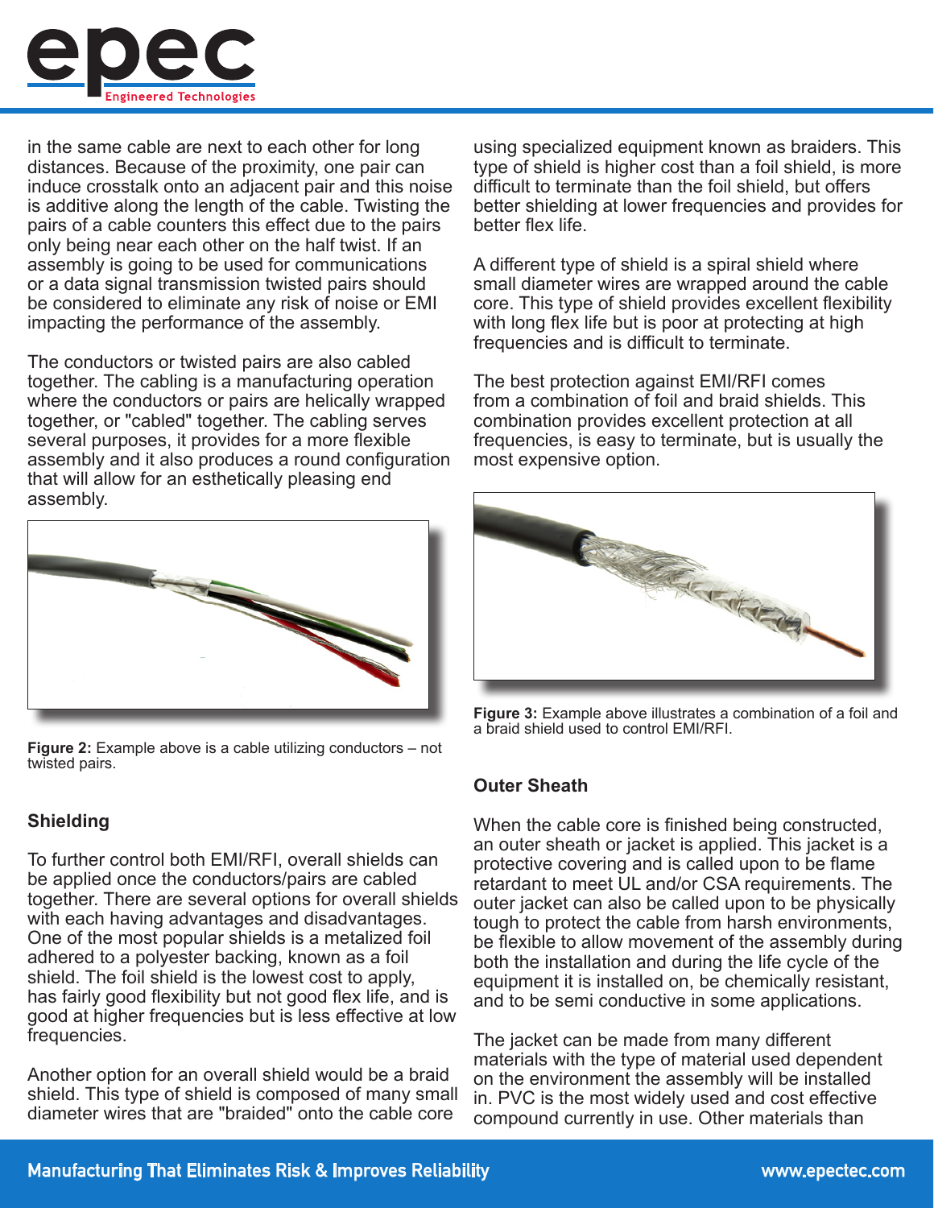in the same cable are next to each other for long distances. Because of the proximity, one pair can induce crosstalk onto an adjacent pair and this noise is additive along the length of the cable. Twisting the pairs of a cable counters this effect due to the pairs only being near each other on the half twist. If an assembly is going to be used for communications or a data signal transmission twisted pairs should be considered to eliminate any risk of noise or EMI impacting the performance of the assembly.

The conductors or twisted pairs are also cabled together. The cabling is a manufacturing operation where the conductors or pairs are helically wrapped together, or "cabled" together. The cabling serves several purposes, it provides for a more flexible assembly and it also produces a round configuration that will allow for an esthetically pleasing end assembly.

**Figure 2:** Example above is a cable utilizing conductors – not twisted pairs.

## Shielding

To further control both EMI/RFI, overall shields can be applied once the conductors/pairs are cabled together. There are several options for overall shields with each having advantages and disadvantages. One of the most popular shields is a metalized foil adhered to a polyester backing, known as a foil shield. The foil shield is the lowest cost to apply, has fairly good flexibility but not good flex life, and is good at higher frequencies but is less effective at low frequencies.

Another option for an overall shield would be a braid shield. This type of shield is composed of many small diameter wires that are "braided" onto the cable core using specialized equipment known as braiders. This type of shield is higher cost than a foil shield, is more difficult to terminate than the foil shield, but offers better shielding at lower frequencies and provides for better flex life.

A different type of shield is a spiral shield where small diameter wires are wrapped around the cable core. This type of shield provides excellent flexibility with long flex life but is poor at protecting at high frequencies and is difficult to terminate.

The best protection against EMI/RFI comes from a combination of foil and braid shields. This combination provides excellent protection at all frequencies, is easy to terminate, but is usually the most expensive option.

**Figure 3:** Example above illustrates a combination of a foil and a braid shield used to control EMI/RFI.

## Outer Sheath

When the cable core is finished being constructed, an outer sheath or jacket is applied. This jacket is a protective covering and is called upon to be flame retardant to meet UL and/or CSA requirements. The outer jacket can also be called upon to be physically tough to protect the cable from harsh environments, be flexible to allow movement of the assembly during both the installation and during the life cycle of the equipment it is installed on, be chemically resistant, and to be semi conductive in some applications.

The jacket can be made from many different materials with the type of material used dependent on the environment the assembly will be installed in. PVC is the most widely used and cost effective compound currently in use. Other materials than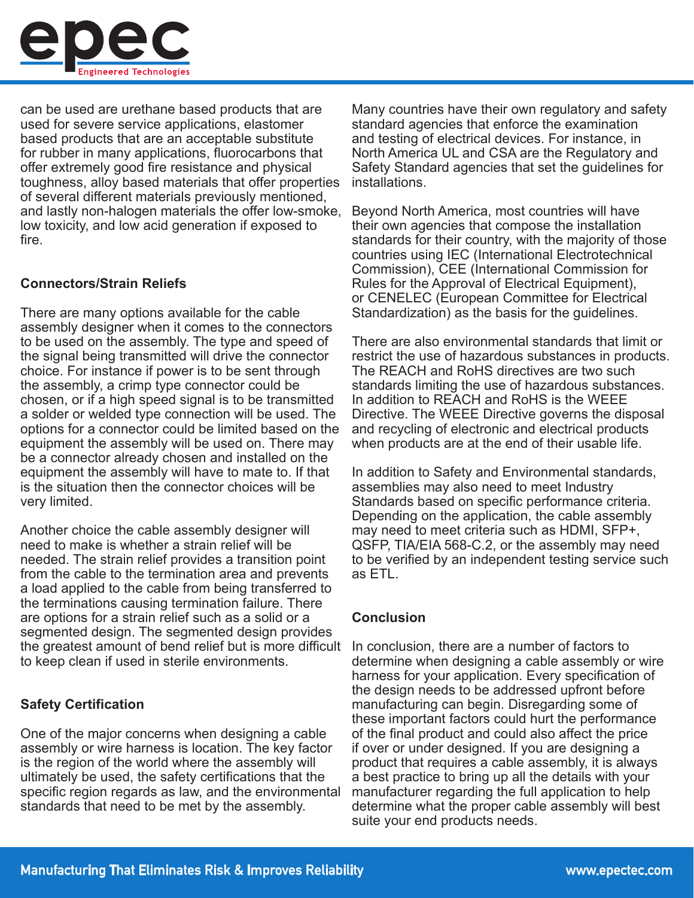can be used are urethane based products that are used for severe service applications, elastomer based products that are an acceptable substitute for rubber in many applications, fluorocarbons that offer extremely good fire resistance and physical toughness, alloy based materials that offer properties of several different materials previously mentioned, and lastly non-halogen materials the offer low-smoke, low toxicity, and low acid generation if exposed to fire.

### Connectors/Strain Reliefs

There are many options available for the cable assembly designer when it comes to the connectors to be used on the assembly. The type and speed of the signal being transmitted will drive the connector choice. For instance if power is to be sent through the assembly, a crimp type connector could be chosen, or if a high speed signal is to be transmitted a solder or welded type connection will be used. The options for a connector could be limited based on the equipment the assembly will be used on. There may be a connector already chosen and installed on the equipment the assembly will have to mate to. If that is the situation then the connector choices will be very limited.

Another choice the cable assembly designer will need to make is whether a strain relief will be needed. The strain relief provides a transition point from the cable to the termination area and prevents a load applied to the cable from being transferred to the terminations causing termination failure. There are options for a strain relief such as a solid or a segmented design. The segmented design provides the greatest amount of bend relief but is more difficult to keep clean if used in sterile environments.

### Safety Certification

One of the major concerns when designing a cable assembly or wire harness is location. The key factor is the region of the world where the assembly will ultimately be used, the safety certifications that the specific region regards as law, and the environmental standards that need to be met by the assembly.

Many countries have their own regulatory and safety standard agencies that enforce the examination and testing of electrical devices. For instance, in North America UL and CSA are the Regulatory and Safety Standard agencies that set the guidelines for installations.

Beyond North America, most countries will have their own agencies that compose the installation standards for their country, with the majority of those countries using IEC (International Electrotechnical Commission), CEE (International Commission for Rules for the Approval of Electrical Equipment), or CENELEC (European Committee for Electrical Standardization) as the basis for the guidelines.

There are also environmental standards that limit or restrict the use of hazardous substances in products. The REACH and RoHS directives are two such standards limiting the use of hazardous substances. In addition to REACH and RoHS is the WEEE Directive. The WEEE Directive governs the disposal and recycling of electronic and electrical products when products are at the end of their usable life.

In addition to Safety and Environmental standards, assemblies may also need to meet Industry Standards based on specific performance criteria. Depending on the application, the cable assembly may need to meet criteria such as HDMI, SFP+, QSFP, TIA/EIA 568-C.2, or the assembly may need to be verified by an independent testing service such as ETL.

### Conclusion

In conclusion, there are a number of factors to determine when designing a cable assembly or wire harness for your application. Every specification of the design needs to be addressed upfront before manufacturing can begin. Disregarding some of these important factors could hurt the performance of the final product and could also affect the price if over or under designed. If you are designing a product that requires a cable assembly, it is always a best practice to bring up all the details with your manufacturer regarding the full application to help determine what the proper cable assembly will best suite your end products needs.